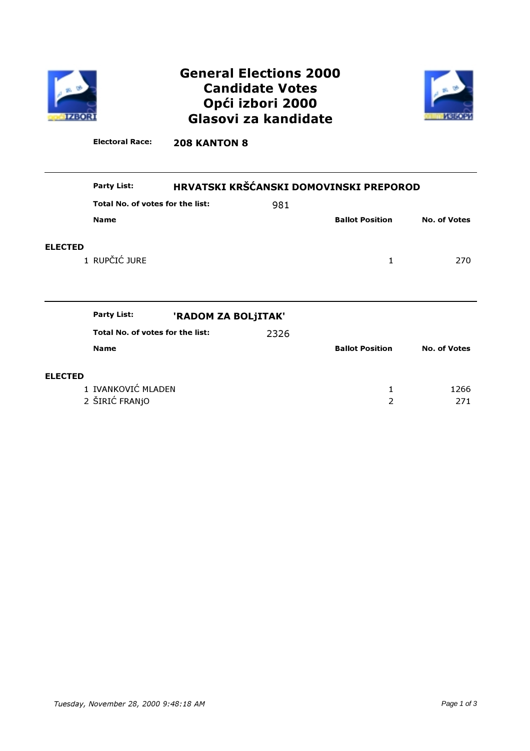# General Elections 2000
# Candidate Votes
# Opći izbori 2000
# Glasovi za kandidate

**Electoral Race:** **208 KANTON 8**

---

**Party List:** **HRVATSKI KRŠĆANSKI DOMOVINSKI PREPOROD**

**Total No. of votes for the list:** 981

| | Name | Ballot Position | No. of Votes |
|---|---|---|---|
| **ELECTED** | | | |
| 1 | RUPČIĆ JURE | 1 | 270 |

---

**Party List:** **'RADOM ZA BOLjITAK'**

**Total No. of votes for the list:** 2326

| | Name | Ballot Position | No. of Votes |
|---|---|---|---|
| **ELECTED** | | | |
| 1 | IVANKOVIĆ MLADEN | 1 | 1266 |
| 2 | ŠIRIĆ FRANjO | 2 | 271 |

*Tuesday, November 28, 2000 9:48:18 AM*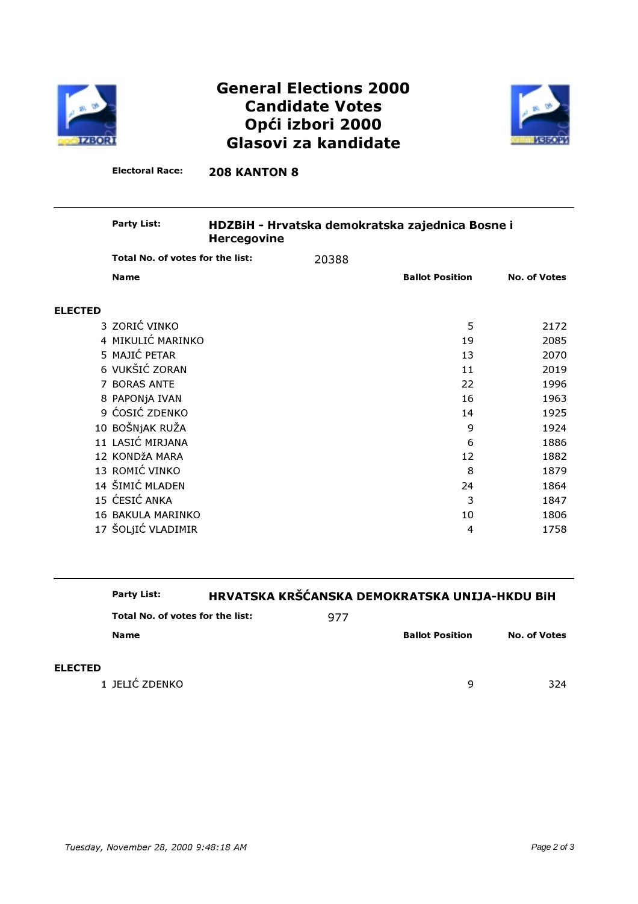# General Elections 2000
# Candidate Votes
# Opći izbori 2000
# Glasovi za kandidate

**Electoral Race:** **208 KANTON 8**

---

**Party List:** **HDZBiH - Hrvatska demokratska zajednica Bosne i Hercegovine**

**Total No. of votes for the list:** 20388

**ELECTED**

| # | Name | Ballot Position | No. of Votes |
|---|---|---|---|
| 3 | ZORIĆ VINKO | 5 | 2172 |
| 4 | MIKULIĆ MARINKO | 19 | 2085 |
| 5 | MAJIĆ PETAR | 13 | 2070 |
| 6 | VUKŠIĆ ZORAN | 11 | 2019 |
| 7 | BORAS ANTE | 22 | 1996 |
| 8 | PAPONjA IVAN | 16 | 1963 |
| 9 | ĆOSIĆ ZDENKO | 14 | 1925 |
| 10 | BOŠNjAK RUŽA | 9 | 1924 |
| 11 | LASIĆ MIRJANA | 6 | 1886 |
| 12 | KONDžA MARA | 12 | 1882 |
| 13 | ROMIĆ VINKO | 8 | 1879 |
| 14 | ŠIMIĆ MLADEN | 24 | 1864 |
| 15 | ĆESIĆ ANKA | 3 | 1847 |
| 16 | BAKULA MARINKO | 10 | 1806 |
| 17 | ŠOLjIĆ VLADIMIR | 4 | 1758 |

---

**Party List:** **HRVATSKA KRŠĆANSKA DEMOKRATSKA UNIJA-HKDU BiH**

**Total No. of votes for the list:** 977

**ELECTED**

| # | Name | Ballot Position | No. of Votes |
|---|---|---|---|
| 1 | JELIĆ ZDENKO | 9 | 324 |

*Tuesday, November 28, 2000 9:48:18 AM*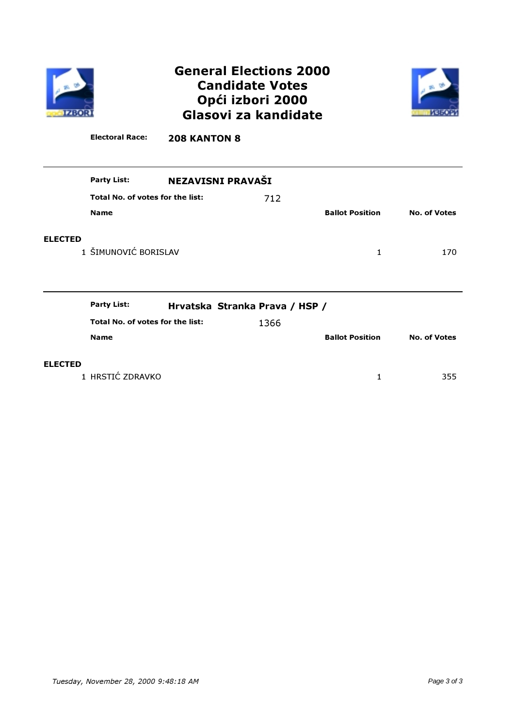# General Elections 2000
# Candidate Votes
# Opći izbori 2000
# Glasovi za kandidate

**Electoral Race:** **208 KANTON 8**

---

**Party List:** **NEZAVISNI PRAVAŠI**

**Total No. of votes for the list:** 712

| | Name | Ballot Position | No. of Votes |
|---|---|---|---|
| **ELECTED** | | | |
| 1 | ŠIMUNOVIĆ BORISLAV | 1 | 170 |

---

**Party List:** **Hrvatska Stranka Prava / HSP /**

**Total No. of votes for the list:** 1366

| | Name | Ballot Position | No. of Votes |
|---|---|---|---|
| **ELECTED** | | | |
| 1 | HRSTIĆ ZDRAVKO | 1 | 355 |

*Tuesday, November 28, 2000 9:48:18 AM*